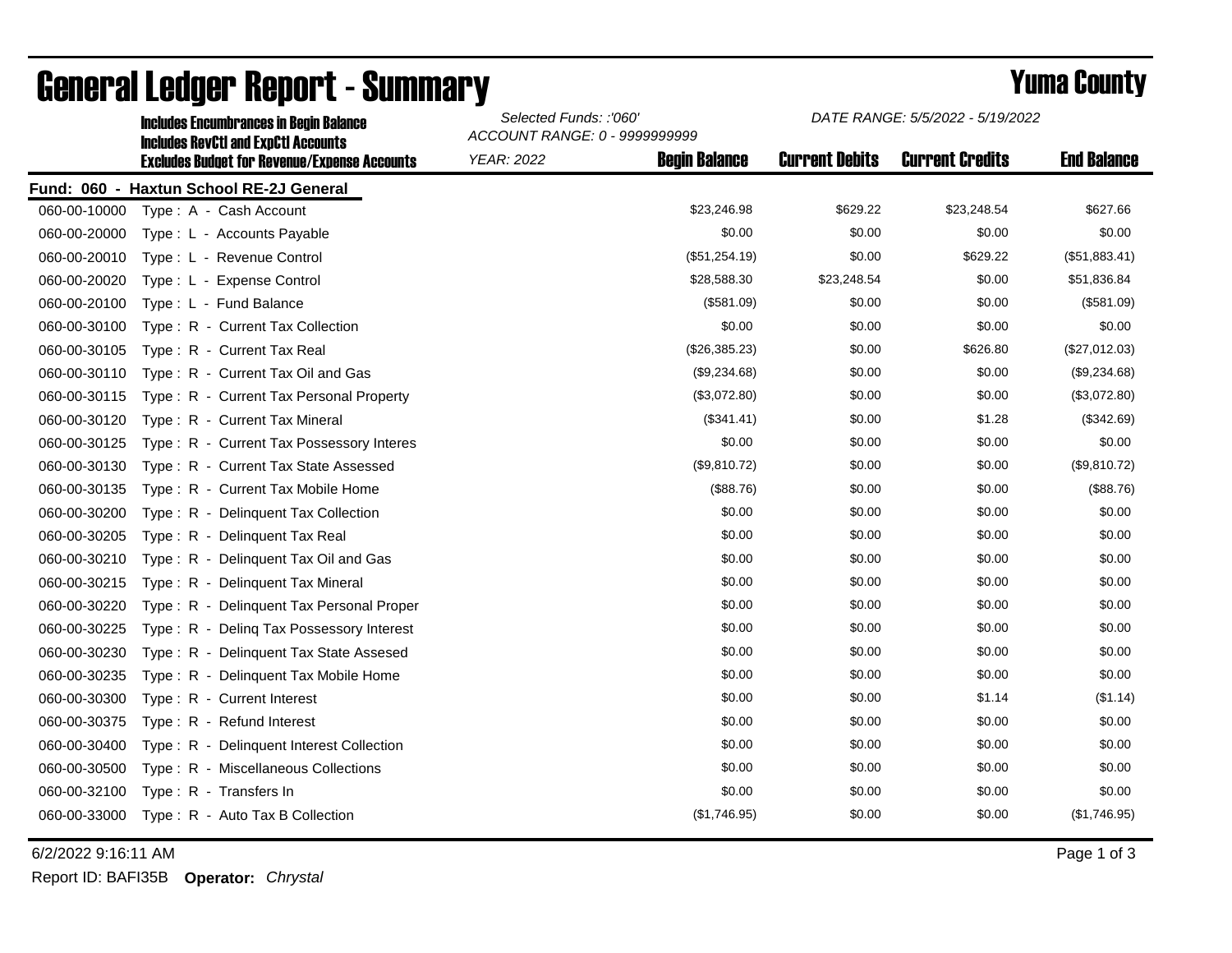# General Ledger Report - Summary

## Yuma County

**Includes Encumbrances in Begin Balance**
**Includes RevCtl and ExpCtl Accounts**
**Excludes Budget for Revenue/Expense Accounts**

*Selected Funds: :'060'*
*ACCOUNT RANGE: 0 - 9999999999*
*YEAR: 2022*
*DATE RANGE: 5/5/2022 - 5/19/2022*

**Fund: 060 - Haxtun School RE-2J General**

| Account | Description | Begin Balance | Current Debits | Current Credits | End Balance |
|---|---|---|---|---|---|
| 060-00-10000 | Type : A - Cash Account | $23,246.98 | $629.22 | $23,248.54 | $627.66 |
| 060-00-20000 | Type : L - Accounts Payable | $0.00 | $0.00 | $0.00 | $0.00 |
| 060-00-20010 | Type : L - Revenue Control | ($51,254.19) | $0.00 | $629.22 | ($51,883.41) |
| 060-00-20020 | Type : L - Expense Control | $28,588.30 | $23,248.54 | $0.00 | $51,836.84 |
| 060-00-20100 | Type : L - Fund Balance | ($581.09) | $0.00 | $0.00 | ($581.09) |
| 060-00-30100 | Type : R - Current Tax Collection | $0.00 | $0.00 | $0.00 | $0.00 |
| 060-00-30105 | Type : R - Current Tax Real | ($26,385.23) | $0.00 | $626.80 | ($27,012.03) |
| 060-00-30110 | Type : R - Current Tax Oil and Gas | ($9,234.68) | $0.00 | $0.00 | ($9,234.68) |
| 060-00-30115 | Type : R - Current Tax Personal Property | ($3,072.80) | $0.00 | $0.00 | ($3,072.80) |
| 060-00-30120 | Type : R - Current Tax Mineral | ($341.41) | $0.00 | $1.28 | ($342.69) |
| 060-00-30125 | Type : R - Current Tax Possessory Interes | $0.00 | $0.00 | $0.00 | $0.00 |
| 060-00-30130 | Type : R - Current Tax State Assessed | ($9,810.72) | $0.00 | $0.00 | ($9,810.72) |
| 060-00-30135 | Type : R - Current Tax Mobile Home | ($88.76) | $0.00 | $0.00 | ($88.76) |
| 060-00-30200 | Type : R - Delinquent Tax Collection | $0.00 | $0.00 | $0.00 | $0.00 |
| 060-00-30205 | Type : R - Delinquent Tax Real | $0.00 | $0.00 | $0.00 | $0.00 |
| 060-00-30210 | Type : R - Delinquent Tax Oil and Gas | $0.00 | $0.00 | $0.00 | $0.00 |
| 060-00-30215 | Type : R - Delinquent Tax Mineral | $0.00 | $0.00 | $0.00 | $0.00 |
| 060-00-30220 | Type : R - Delinquent Tax Personal Proper | $0.00 | $0.00 | $0.00 | $0.00 |
| 060-00-30225 | Type : R - Delinq Tax Possessory Interest | $0.00 | $0.00 | $0.00 | $0.00 |
| 060-00-30230 | Type : R - Delinquent Tax State Assesed | $0.00 | $0.00 | $0.00 | $0.00 |
| 060-00-30235 | Type : R - Delinquent Tax Mobile Home | $0.00 | $0.00 | $0.00 | $0.00 |
| 060-00-30300 | Type : R - Current Interest | $0.00 | $0.00 | $1.14 | ($1.14) |
| 060-00-30375 | Type : R - Refund Interest | $0.00 | $0.00 | $0.00 | $0.00 |
| 060-00-30400 | Type : R - Delinquent Interest Collection | $0.00 | $0.00 | $0.00 | $0.00 |
| 060-00-30500 | Type : R - Miscellaneous Collections | $0.00 | $0.00 | $0.00 | $0.00 |
| 060-00-32100 | Type : R - Transfers In | $0.00 | $0.00 | $0.00 | $0.00 |
| 060-00-33000 | Type : R - Auto Tax B Collection | ($1,746.95) | $0.00 | $0.00 | ($1,746.95) |

6/2/2022 9:16:11 AM

Report ID: BAFI35B **Operator:** *Chrystal*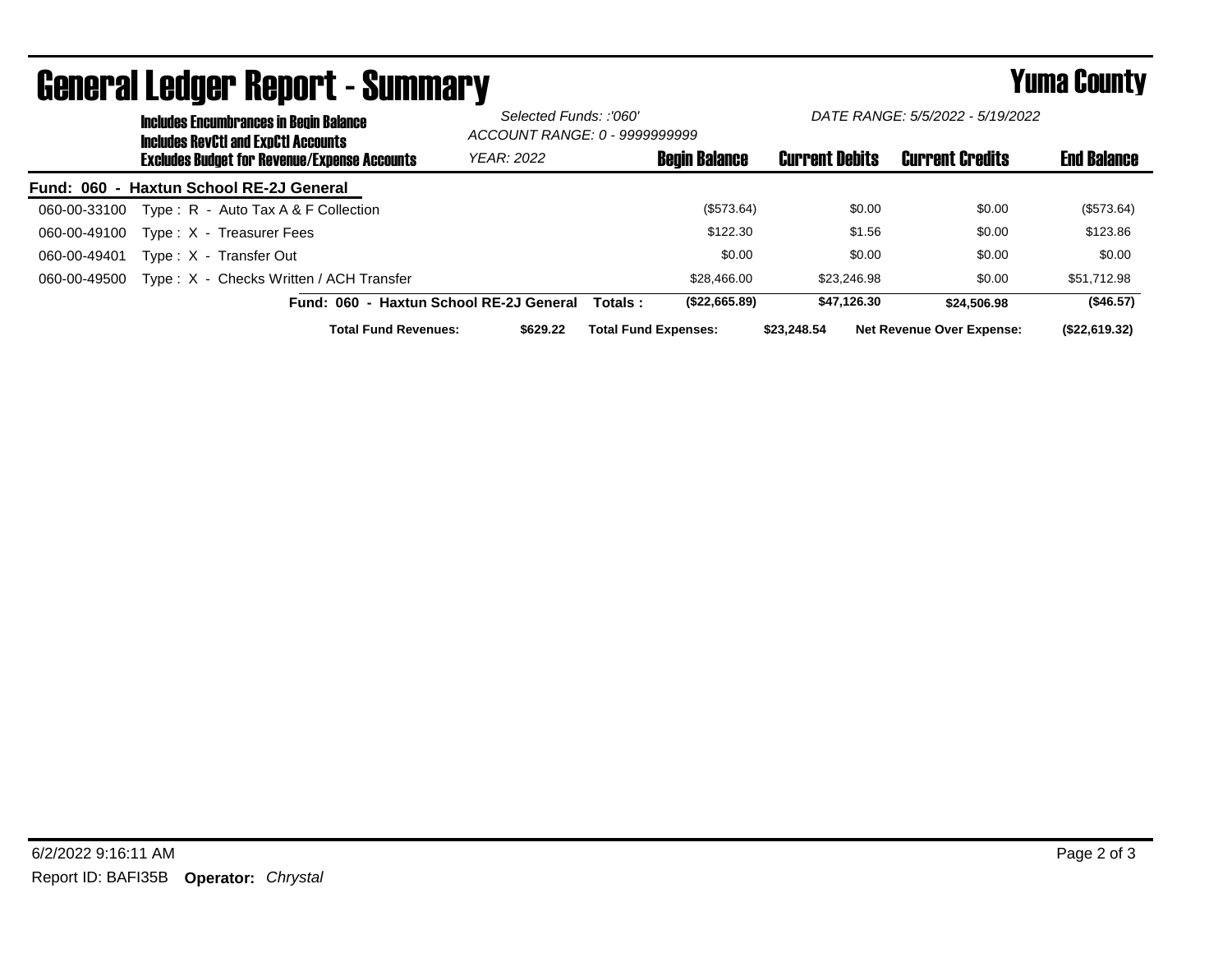# General Ledger Report - Summary

**Yuma County**

Includes Encumbrances in Begin Balance
Includes RevCtl and ExpCtl Accounts
Excludes Budget for Revenue/Expense Accounts

*Selected Funds: :'060'*
*ACCOUNT RANGE: 0 - 9999999999*
*YEAR: 2022*
*DATE RANGE: 5/5/2022 - 5/19/2022*

**Fund: 060 - Haxtun School RE-2J General**

| Account | Description | Begin Balance | Current Debits | Current Credits | End Balance |
|---|---|---|---|---|---|
| 060-00-33100 | Type : R - Auto Tax A & F Collection | ($573.64) | $0.00 | $0.00 | ($573.64) |
| 060-00-49100 | Type : X - Treasurer Fees | $122.30 | $1.56 | $0.00 | $123.86 |
| 060-00-49401 | Type : X - Transfer Out | $0.00 | $0.00 | $0.00 | $0.00 |
| 060-00-49500 | Type : X - Checks Written / ACH Transfer | $28,466.00 | $23,246.98 | $0.00 | $51,712.98 |
| | **Fund: 060 - Haxtun School RE-2J General Totals :** | **($22,665.89)** | **$47,126.30** | **$24,506.98** | **($46.57)** |

**Total Fund Revenues:** $629.22 **Total Fund Expenses:** $23,248.54 **Net Revenue Over Expense:** ($22,619.32)

6/2/2022 9:16:11 AM

Report ID: BAFI35B **Operator:** *Chrystal*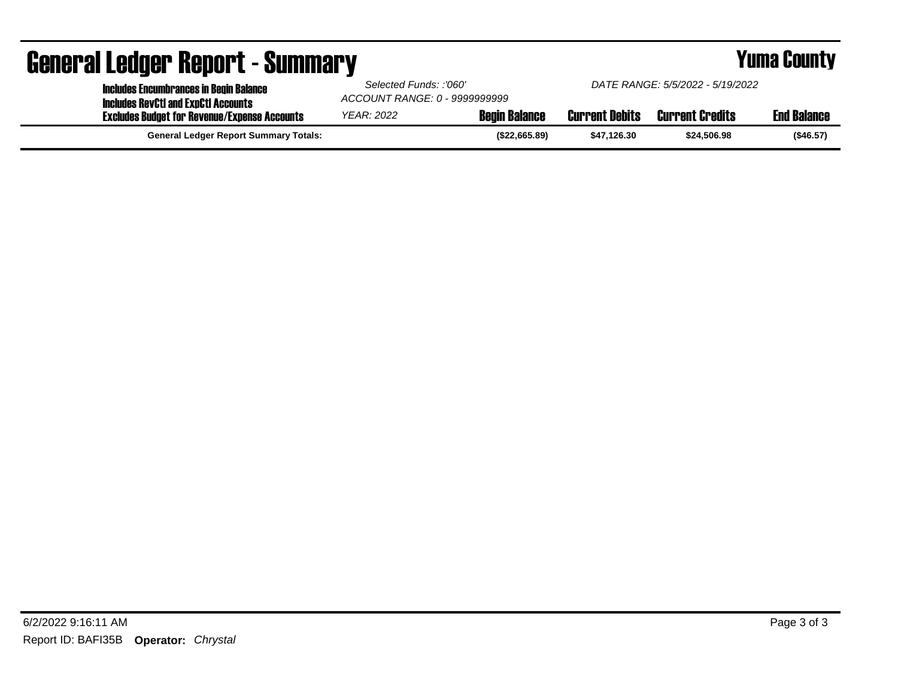# General Ledger Report - Summary

**Yuma County**

**Includes Encumbrances in Begin Balance**
**Includes RevCtl and ExpCtl Accounts**
**Excludes Budget for Revenue/Expense Accounts**

*Selected Funds: :'060'*
*ACCOUNT RANGE: 0 - 9999999999*
*YEAR: 2022*

*DATE RANGE: 5/5/2022 - 5/19/2022*

| | Begin Balance | Current Debits | Current Credits | End Balance |
|---|---|---|---|---|
| **General Ledger Report Summary Totals:** | **($22,665.89)** | **$47,126.30** | **$24,506.98** | **($46.57)** |

6/2/2022 9:16:11 AM

Report ID: BAFI35B **Operator:** *Chrystal*